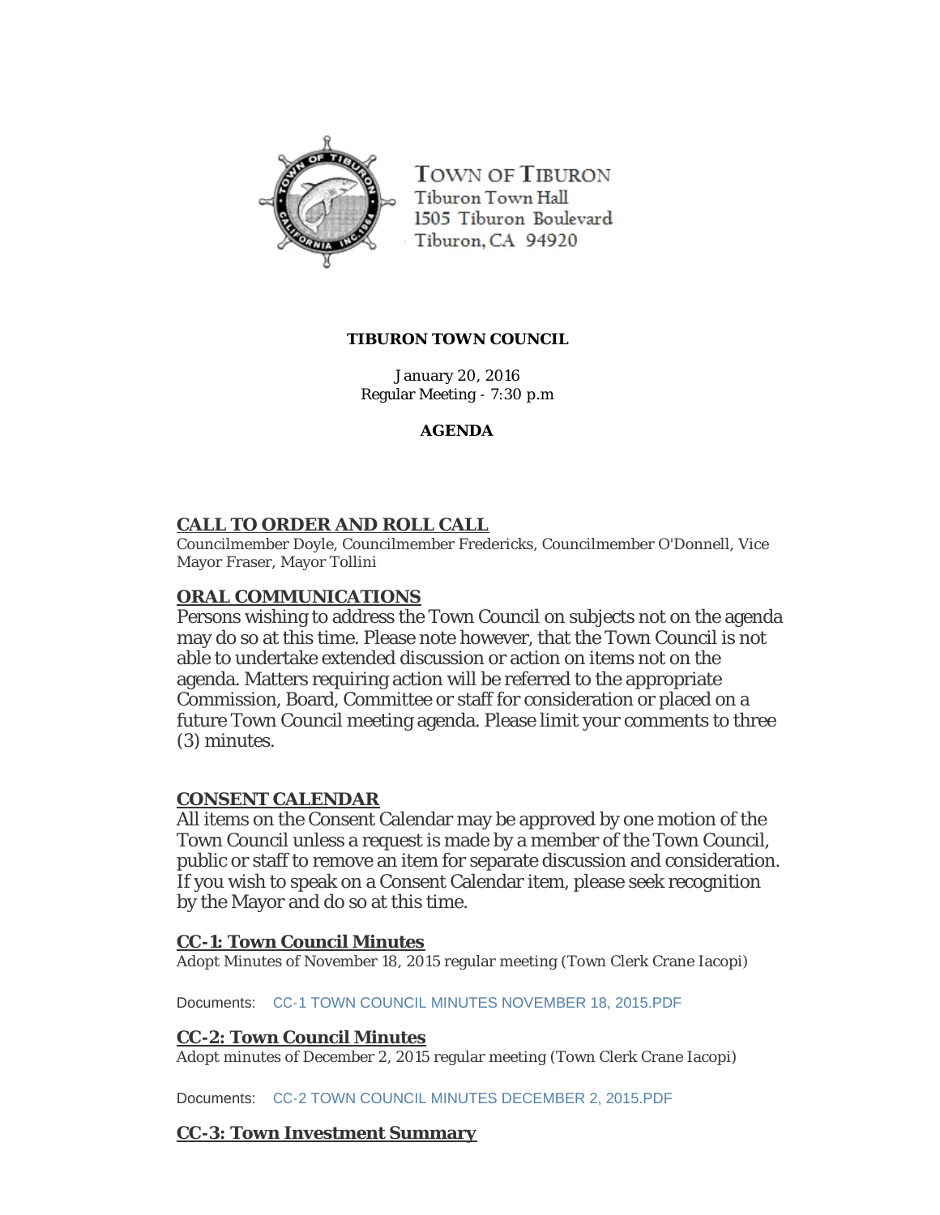TOWN OF TIBURON
Tiburon Town Hall
1505 Tiburon Boulevard
Tiburon, CA 94920

**TIBURON TOWN COUNCIL**

January 20, 2016
Regular Meeting - 7:30 p.m

**AGENDA**

## CALL TO ORDER AND ROLL CALL

Councilmember Doyle, Councilmember Fredericks, Councilmember O'Donnell, Vice Mayor Fraser, Mayor Tollini

## ORAL COMMUNICATIONS

Persons wishing to address the Town Council on subjects not on the agenda may do so at this time. Please note however, that the Town Council is not able to undertake extended discussion or action on items not on the agenda. Matters requiring action will be referred to the appropriate Commission, Board, Committee or staff for consideration or placed on a future Town Council meeting agenda. Please limit your comments to three (3) minutes.

## CONSENT CALENDAR

All items on the Consent Calendar may be approved by one motion of the Town Council unless a request is made by a member of the Town Council, public or staff to remove an item for separate discussion and consideration. If you wish to speak on a Consent Calendar item, please seek recognition by the Mayor and do so at this time.

### CC-1: Town Council Minutes

Adopt Minutes of November 18, 2015 regular meeting (Town Clerk Crane Iacopi)

Documents: CC-1 TOWN COUNCIL MINUTES NOVEMBER 18, 2015.PDF

### CC-2: Town Council Minutes

Adopt minutes of December 2, 2015 regular meeting (Town Clerk Crane Iacopi)

Documents: CC-2 TOWN COUNCIL MINUTES DECEMBER 2, 2015.PDF

### CC-3: Town Investment Summary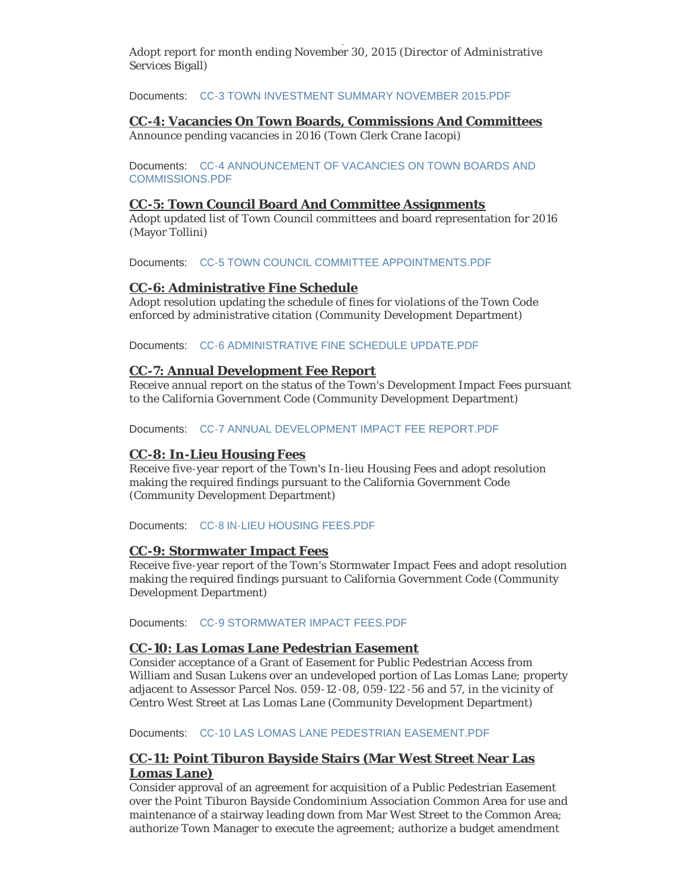Adopt report for month ending November 30, 2015 (Director of Administrative Services Bigall)

Documents: CC-3 TOWN INVESTMENT SUMMARY NOVEMBER 2015.PDF

### CC-4: Vacancies On Town Boards, Commissions And Committees

Announce pending vacancies in 2016 (Town Clerk Crane Iacopi)

Documents: CC-4 ANNOUNCEMENT OF VACANCIES ON TOWN BOARDS AND COMMISSIONS.PDF

### CC-5: Town Council Board And Committee Assignments

Adopt updated list of Town Council committees and board representation for 2016 (Mayor Tollini)

Documents: CC-5 TOWN COUNCIL COMMITTEE APPOINTMENTS.PDF

### CC-6: Administrative Fine Schedule

Adopt resolution updating the schedule of fines for violations of the Town Code enforced by administrative citation (Community Development Department)

Documents: CC-6 ADMINISTRATIVE FINE SCHEDULE UPDATE.PDF

### CC-7: Annual Development Fee Report

Receive annual report on the status of the Town's Development Impact Fees pursuant to the California Government Code (Community Development Department)

Documents: CC-7 ANNUAL DEVELOPMENT IMPACT FEE REPORT.PDF

### CC-8: In-Lieu Housing Fees

Receive five-year report of the Town's In-lieu Housing Fees and adopt resolution making the required findings pursuant to the California Government Code (Community Development Department)

Documents: CC-8 IN-LIEU HOUSING FEES.PDF

### CC-9: Stormwater Impact Fees

Receive five-year report of the Town's Stormwater Impact Fees and adopt resolution making the required findings pursuant to California Government Code (Community Development Department)

Documents: CC-9 STORMWATER IMPACT FEES.PDF

### CC-10: Las Lomas Lane Pedestrian Easement

Consider acceptance of a Grant of Easement for Public Pedestrian Access from William and Susan Lukens over an undeveloped portion of Las Lomas Lane; property adjacent to Assessor Parcel Nos. 059-12-08, 059-122-56 and 57, in the vicinity of Centro West Street at Las Lomas Lane (Community Development Department)

Documents: CC-10 LAS LOMAS LANE PEDESTRIAN EASEMENT.PDF

### CC-11: Point Tiburon Bayside Stairs (Mar West Street Near Las Lomas Lane)

Consider approval of an agreement for acquisition of a Public Pedestrian Easement over the Point Tiburon Bayside Condominium Association Common Area for use and maintenance of a stairway leading down from Mar West Street to the Common Area; authorize Town Manager to execute the agreement; authorize a budget amendment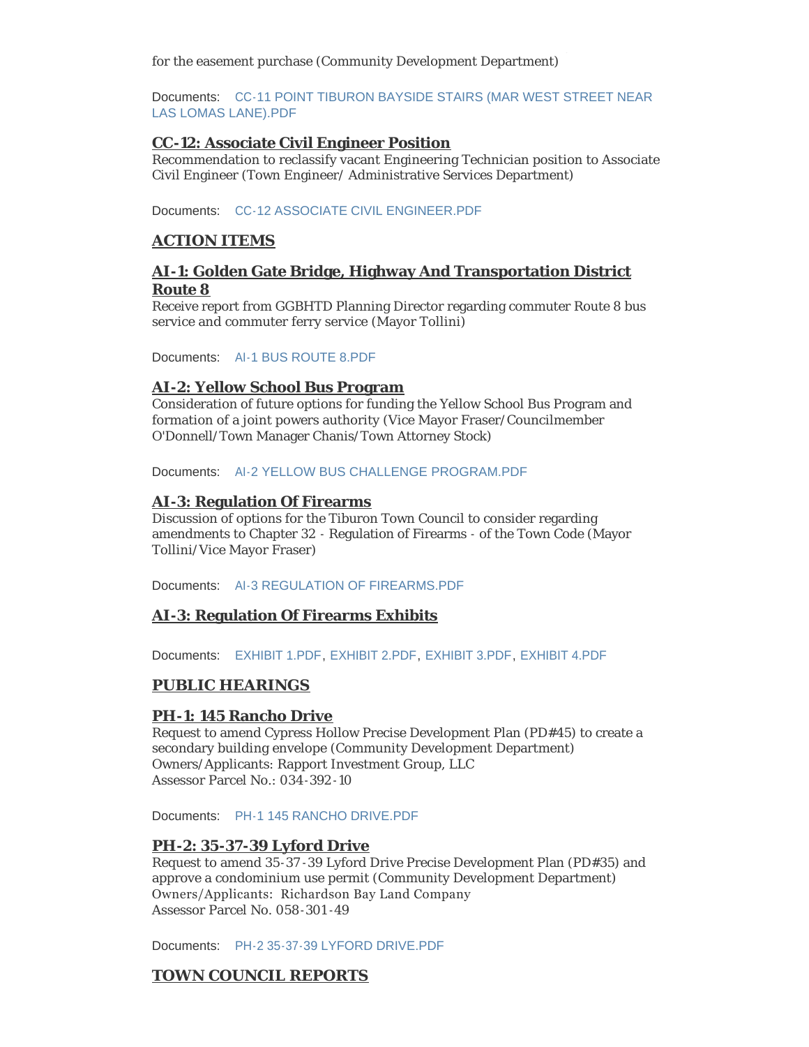for the easement purchase (Community Development Department)

Documents: CC-11 POINT TIBURON BAYSIDE STAIRS (MAR WEST STREET NEAR LAS LOMAS LANE).PDF

### CC-12: Associate Civil Engineer Position

Recommendation to reclassify vacant Engineering Technician position to Associate Civil Engineer (Town Engineer/ Administrative Services Department)

Documents: CC-12 ASSOCIATE CIVIL ENGINEER.PDF

## ACTION ITEMS

### AI-1: Golden Gate Bridge, Highway And Transportation District Route 8

Receive report from GGBHTD Planning Director regarding commuter Route 8 bus service and commuter ferry service (Mayor Tollini)

Documents: AI-1 BUS ROUTE 8.PDF

### AI-2: Yellow School Bus Program

Consideration of future options for funding the Yellow School Bus Program and formation of a joint powers authority (Vice Mayor Fraser/Councilmember O'Donnell/Town Manager Chanis/Town Attorney Stock)

Documents: AI-2 YELLOW BUS CHALLENGE PROGRAM.PDF

### AI-3: Regulation Of Firearms

Discussion of options for the Tiburon Town Council to consider regarding amendments to Chapter 32 - Regulation of Firearms - of the Town Code (Mayor Tollini/Vice Mayor Fraser)

Documents: AI-3 REGULATION OF FIREARMS.PDF

### AI-3: Regulation Of Firearms Exhibits

Documents: EXHIBIT 1.PDF, EXHIBIT 2.PDF, EXHIBIT 3.PDF, EXHIBIT 4.PDF

## PUBLIC HEARINGS

### PH-1: 145 Rancho Drive

Request to amend Cypress Hollow Precise Development Plan (PD#45) to create a secondary building envelope (Community Development Department)
Owners/Applicants: Rapport Investment Group, LLC
Assessor Parcel No.: 034-392-10

Documents: PH-1 145 RANCHO DRIVE.PDF

### PH-2: 35-37-39 Lyford Drive

Request to amend 35-37-39 Lyford Drive Precise Development Plan (PD#35) and approve a condominium use permit (Community Development Department)
Owners/Applicants: Richardson Bay Land Company
Assessor Parcel No. 058-301-49

Documents: PH-2 35-37-39 LYFORD DRIVE.PDF

## TOWN COUNCIL REPORTS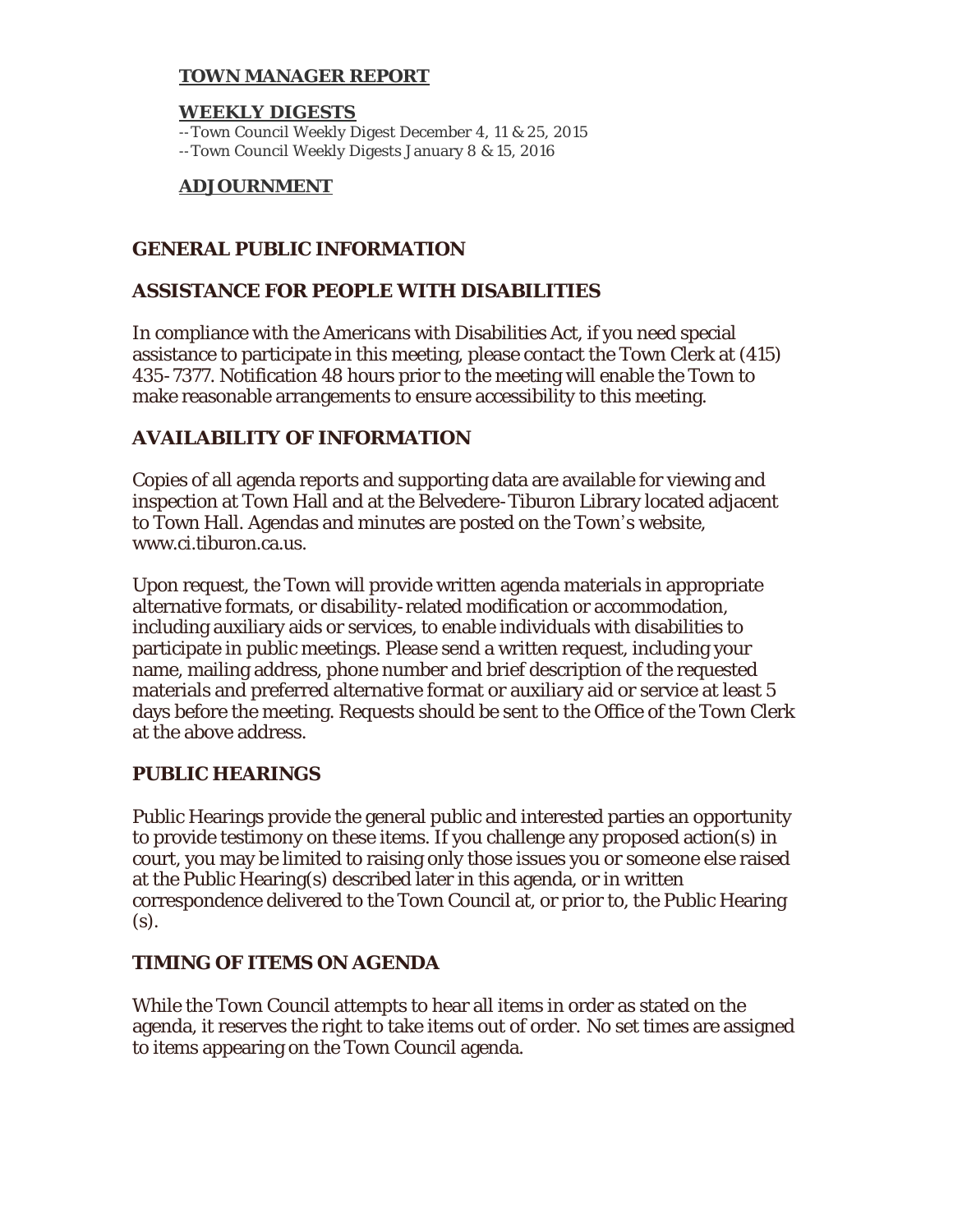**TOWN MANAGER REPORT**

**WEEKLY DIGESTS**

--Town Council Weekly Digest December 4, 11 & 25, 2015
--Town Council Weekly Digests January 8 & 15, 2016

**ADJOURNMENT**

## GENERAL PUBLIC INFORMATION

## ASSISTANCE FOR PEOPLE WITH DISABILITIES

In compliance with the Americans with Disabilities Act, if you need special assistance to participate in this meeting, please contact the Town Clerk at (415) 435-7377. Notification 48 hours prior to the meeting will enable the Town to make reasonable arrangements to ensure accessibility to this meeting.

## AVAILABILITY OF INFORMATION

Copies of all agenda reports and supporting data are available for viewing and inspection at Town Hall and at the Belvedere-Tiburon Library located adjacent to Town Hall. Agendas and minutes are posted on the Town's website, www.ci.tiburon.ca.us.

Upon request, the Town will provide written agenda materials in appropriate alternative formats, or disability-related modification or accommodation, including auxiliary aids or services, to enable individuals with disabilities to participate in public meetings. Please send a written request, including your name, mailing address, phone number and brief description of the requested materials and preferred alternative format or auxiliary aid or service at least 5 days before the meeting. Requests should be sent to the Office of the Town Clerk at the above address.

## PUBLIC HEARINGS

Public Hearings provide the general public and interested parties an opportunity to provide testimony on these items. If you challenge any proposed action(s) in court, you may be limited to raising only those issues you or someone else raised at the Public Hearing(s) described later in this agenda, or in written correspondence delivered to the Town Council at, or prior to, the Public Hearing (s).

## TIMING OF ITEMS ON AGENDA

While the Town Council attempts to hear all items in order as stated on the agenda, it reserves the right to take items out of order. No set times are assigned to items appearing on the Town Council agenda.